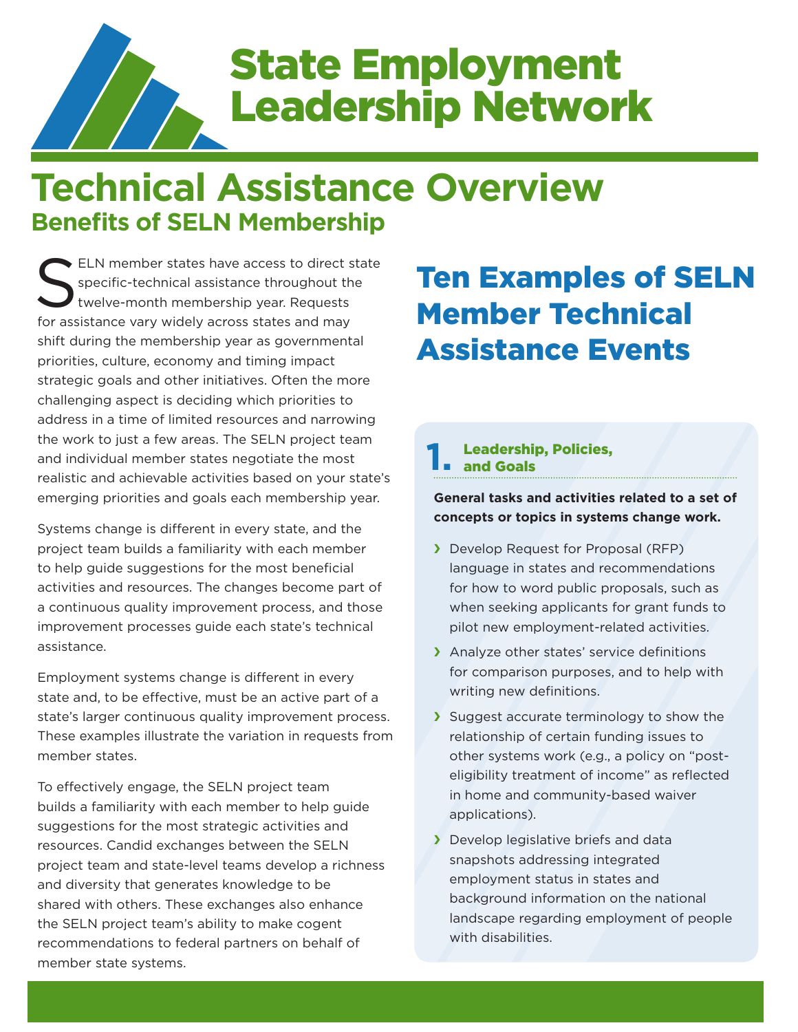# State Employment Leadership Network

# Technical Assistance Overview

## Benefits of SELN Membership

SELN member states have access to direct state specific-technical assistance throughout the twelve-month membership year. Requests for assistance vary widely across states and may shift during the membership year as governmental priorities, culture, economy and timing impact strategic goals and other initiatives. Often the more challenging aspect is deciding which priorities to address in a time of limited resources and narrowing the work to just a few areas. The SELN project team and individual member states negotiate the most realistic and achievable activities based on your state's emerging priorities and goals each membership year.

Systems change is different in every state, and the project team builds a familiarity with each member to help guide suggestions for the most beneficial activities and resources. The changes become part of a continuous quality improvement process, and those improvement processes guide each state's technical assistance.

Employment systems change is different in every state and, to be effective, must be an active part of a state's larger continuous quality improvement process. These examples illustrate the variation in requests from member states.

To effectively engage, the SELN project team builds a familiarity with each member to help guide suggestions for the most strategic activities and resources. Candid exchanges between the SELN project team and state-level teams develop a richness and diversity that generates knowledge to be shared with others. These exchanges also enhance the SELN project team's ability to make cogent recommendations to federal partners on behalf of member state systems.

## Ten Examples of SELN Member Technical Assistance Events

### 1. Leadership, Policies, and Goals

**General tasks and activities related to a set of concepts or topics in systems change work.**

- Develop Request for Proposal (RFP) language in states and recommendations for how to word public proposals, such as when seeking applicants for grant funds to pilot new employment-related activities.
- Analyze other states' service definitions for comparison purposes, and to help with writing new definitions.
- Suggest accurate terminology to show the relationship of certain funding issues to other systems work (e.g., a policy on "post-eligibility treatment of income" as reflected in home and community-based waiver applications).
- Develop legislative briefs and data snapshots addressing integrated employment status in states and background information on the national landscape regarding employment of people with disabilities.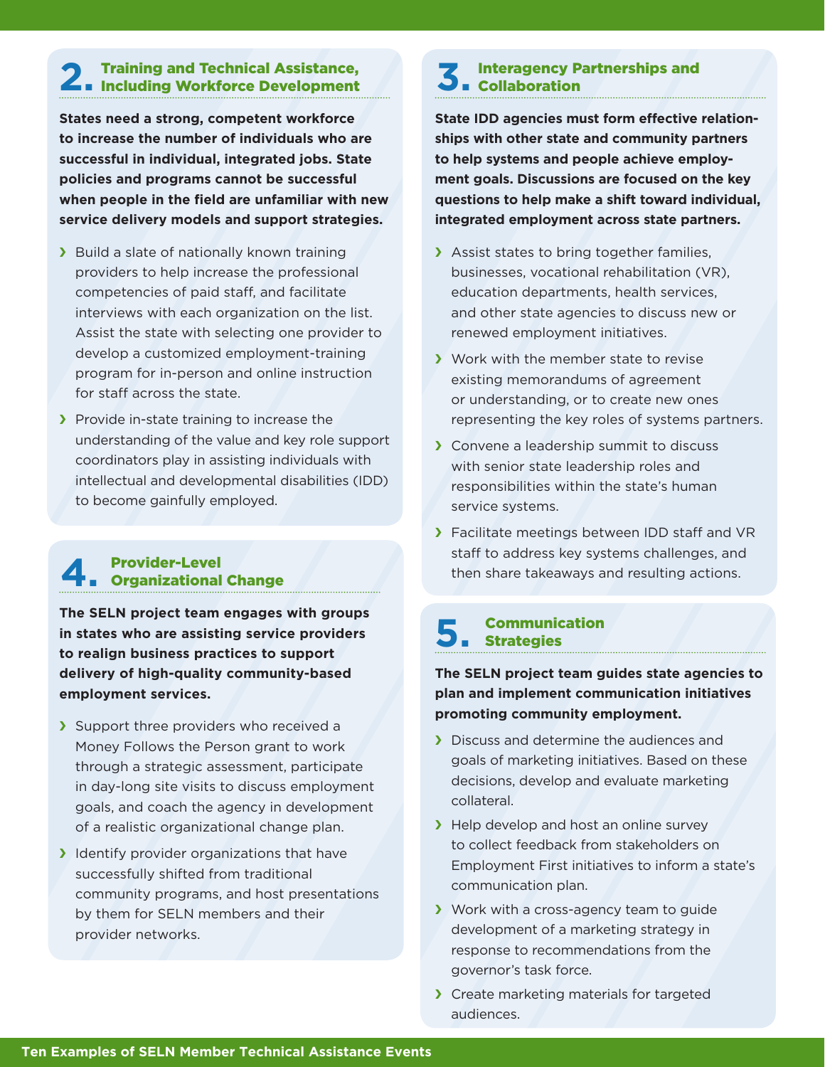## 2. Training and Technical Assistance, Including Workforce Development

**States need a strong, competent workforce to increase the number of individuals who are successful in individual, integrated jobs. State policies and programs cannot be successful when people in the field are unfamiliar with new service delivery models and support strategies.**

- Build a slate of nationally known training providers to help increase the professional competencies of paid staff, and facilitate interviews with each organization on the list. Assist the state with selecting one provider to develop a customized employment-training program for in-person and online instruction for staff across the state.
- Provide in-state training to increase the understanding of the value and key role support coordinators play in assisting individuals with intellectual and developmental disabilities (IDD) to become gainfully employed.

## 3. Interagency Partnerships and Collaboration

**State IDD agencies must form effective relationships with other state and community partners to help systems and people achieve employment goals. Discussions are focused on the key questions to help make a shift toward individual, integrated employment across state partners.**

- Assist states to bring together families, businesses, vocational rehabilitation (VR), education departments, health services, and other state agencies to discuss new or renewed employment initiatives.
- Work with the member state to revise existing memorandums of agreement or understanding, or to create new ones representing the key roles of systems partners.
- Convene a leadership summit to discuss with senior state leadership roles and responsibilities within the state's human service systems.
- Facilitate meetings between IDD staff and VR staff to address key systems challenges, and then share takeaways and resulting actions.

## 4. Provider-Level Organizational Change

**The SELN project team engages with groups in states who are assisting service providers to realign business practices to support delivery of high-quality community-based employment services.**

- Support three providers who received a Money Follows the Person grant to work through a strategic assessment, participate in day-long site visits to discuss employment goals, and coach the agency in development of a realistic organizational change plan.
- Identify provider organizations that have successfully shifted from traditional community programs, and host presentations by them for SELN members and their provider networks.

## 5. Communication Strategies

**The SELN project team guides state agencies to plan and implement communication initiatives promoting community employment.**

- Discuss and determine the audiences and goals of marketing initiatives. Based on these decisions, develop and evaluate marketing collateral.
- Help develop and host an online survey to collect feedback from stakeholders on Employment First initiatives to inform a state's communication plan.
- Work with a cross-agency team to guide development of a marketing strategy in response to recommendations from the governor's task force.
- Create marketing materials for targeted audiences.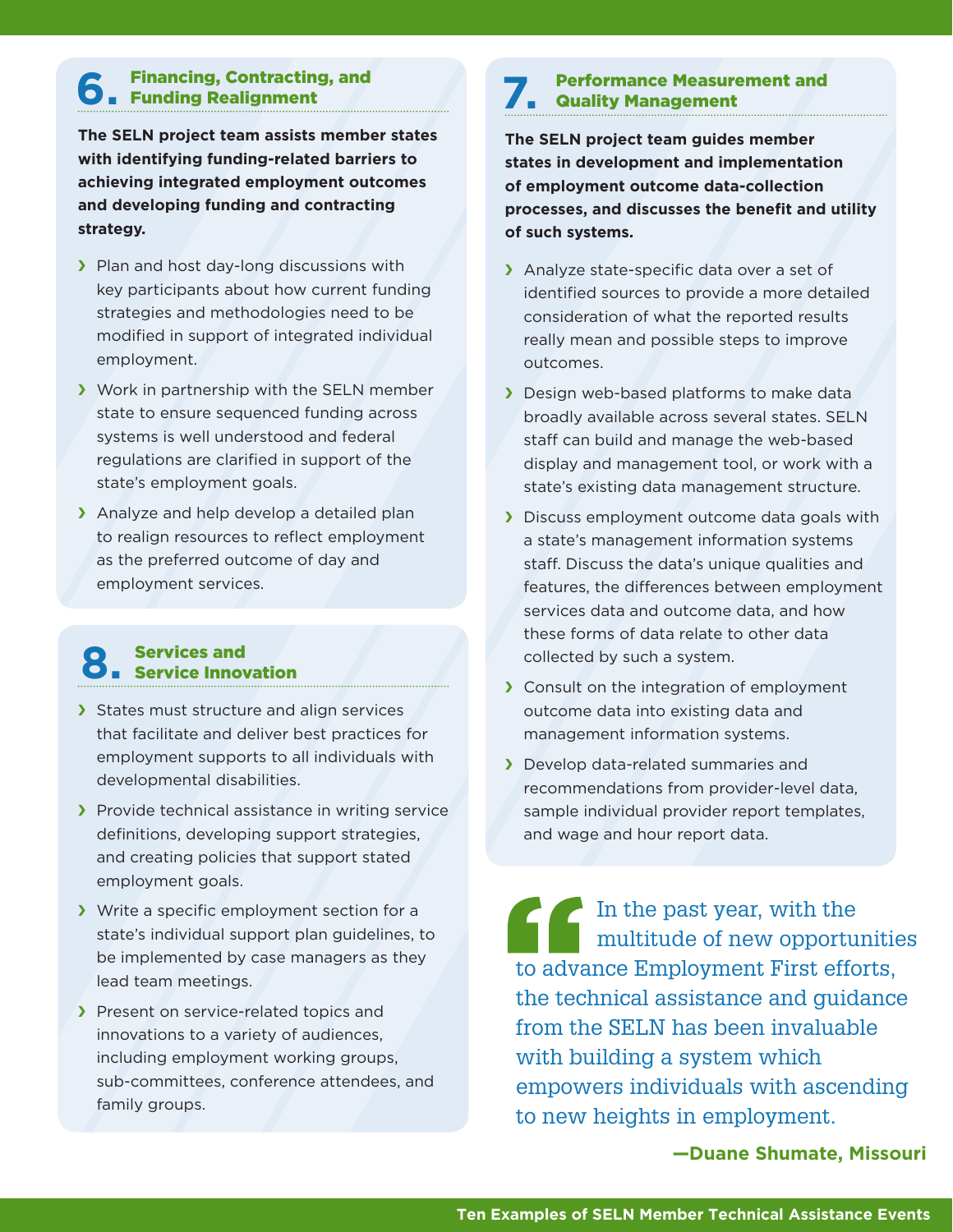## 6. Financing, Contracting, and Funding Realignment

**The SELN project team assists member states with identifying funding-related barriers to achieving integrated employment outcomes and developing funding and contracting strategy.**

- Plan and host day-long discussions with key participants about how current funding strategies and methodologies need to be modified in support of integrated individual employment.
- Work in partnership with the SELN member state to ensure sequenced funding across systems is well understood and federal regulations are clarified in support of the state's employment goals.
- Analyze and help develop a detailed plan to realign resources to reflect employment as the preferred outcome of day and employment services.

## 7. Performance Measurement and Quality Management

**The SELN project team guides member states in development and implementation of employment outcome data-collection processes, and discusses the benefit and utility of such systems.**

- Analyze state-specific data over a set of identified sources to provide a more detailed consideration of what the reported results really mean and possible steps to improve outcomes.
- Design web-based platforms to make data broadly available across several states. SELN staff can build and manage the web-based display and management tool, or work with a state's existing data management structure.
- Discuss employment outcome data goals with a state's management information systems staff. Discuss the data's unique qualities and features, the differences between employment services data and outcome data, and how these forms of data relate to other data collected by such a system.
- Consult on the integration of employment outcome data into existing data and management information systems.
- Develop data-related summaries and recommendations from provider-level data, sample individual provider report templates, and wage and hour report data.

## 8. Services and Service Innovation

- States must structure and align services that facilitate and deliver best practices for employment supports to all individuals with developmental disabilities.
- Provide technical assistance in writing service definitions, developing support strategies, and creating policies that support stated employment goals.
- Write a specific employment section for a state's individual support plan guidelines, to be implemented by case managers as they lead team meetings.
- Present on service-related topics and innovations to a variety of audiences, including employment working groups, sub-committees, conference attendees, and family groups.

> "In the past year, with the multitude of new opportunities to advance Employment First efforts, the technical assistance and guidance from the SELN has been invaluable with building a system which empowers individuals with ascending to new heights in employment.
>
> **—Duane Shumate, Missouri**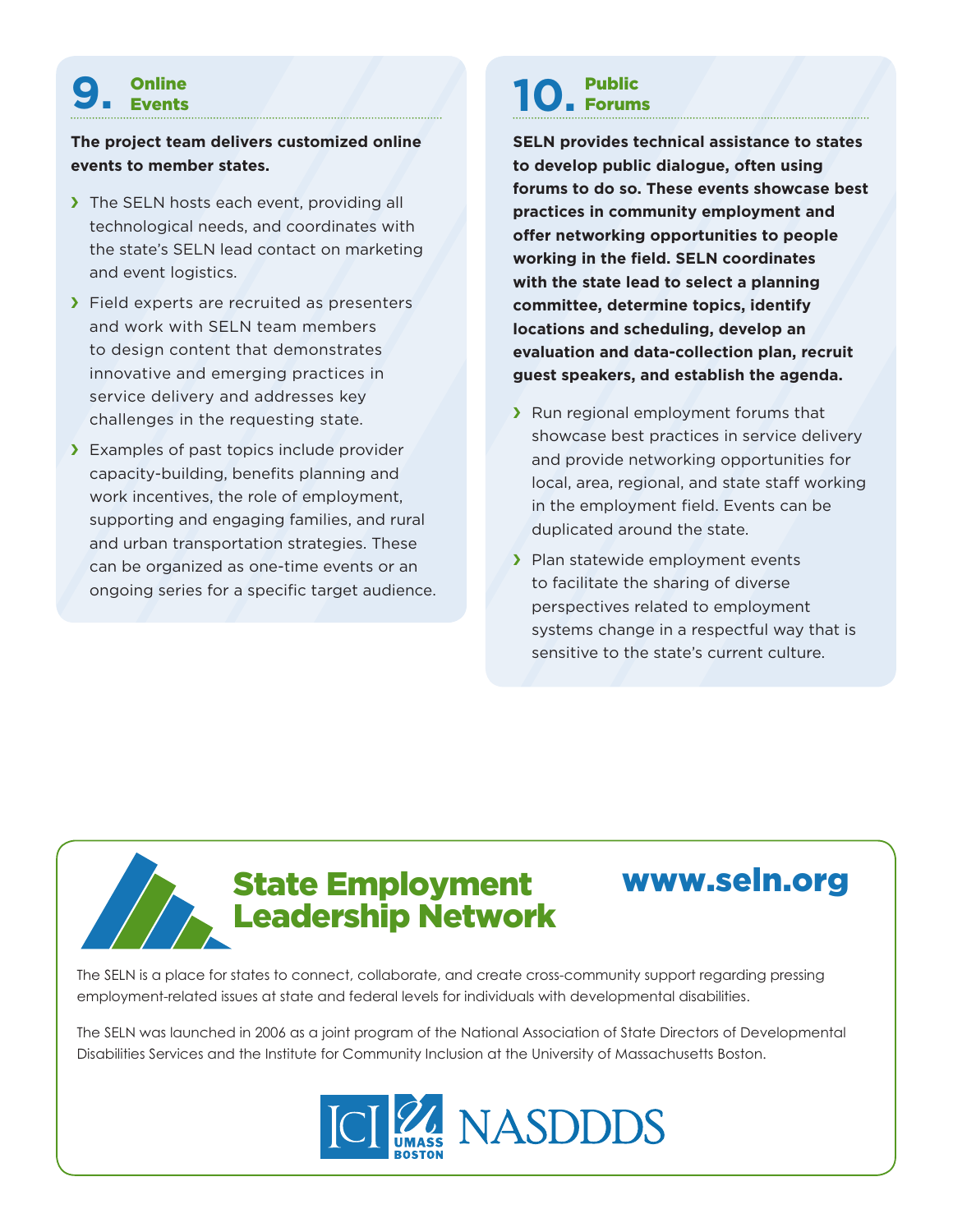## 9. Online Events

**The project team delivers customized online events to member states.**

- The SELN hosts each event, providing all technological needs, and coordinates with the state's SELN lead contact on marketing and event logistics.
- Field experts are recruited as presenters and work with SELN team members to design content that demonstrates innovative and emerging practices in service delivery and addresses key challenges in the requesting state.
- Examples of past topics include provider capacity-building, benefits planning and work incentives, the role of employment, supporting and engaging families, and rural and urban transportation strategies. These can be organized as one-time events or an ongoing series for a specific target audience.

## 10. Public Forums

**SELN provides technical assistance to states to develop public dialogue, often using forums to do so. These events showcase best practices in community employment and offer networking opportunities to people working in the field. SELN coordinates with the state lead to select a planning committee, determine topics, identify locations and scheduling, develop an evaluation and data-collection plan, recruit guest speakers, and establish the agenda.**

- Run regional employment forums that showcase best practices in service delivery and provide networking opportunities for local, area, regional, and state staff working in the employment field. Events can be duplicated around the state.
- Plan statewide employment events to facilitate the sharing of diverse perspectives related to employment systems change in a respectful way that is sensitive to the state's current culture.

## State Employment Leadership Network

**www.seln.org**

The SELN is a place for states to connect, collaborate, and create cross-community support regarding pressing employment-related issues at state and federal levels for individuals with developmental disabilities.

The SELN was launched in 2006 as a joint program of the National Association of State Directors of Developmental Disabilities Services and the Institute for Community Inclusion at the University of Massachusetts Boston.

ICI UMASS BOSTON NASDDDS